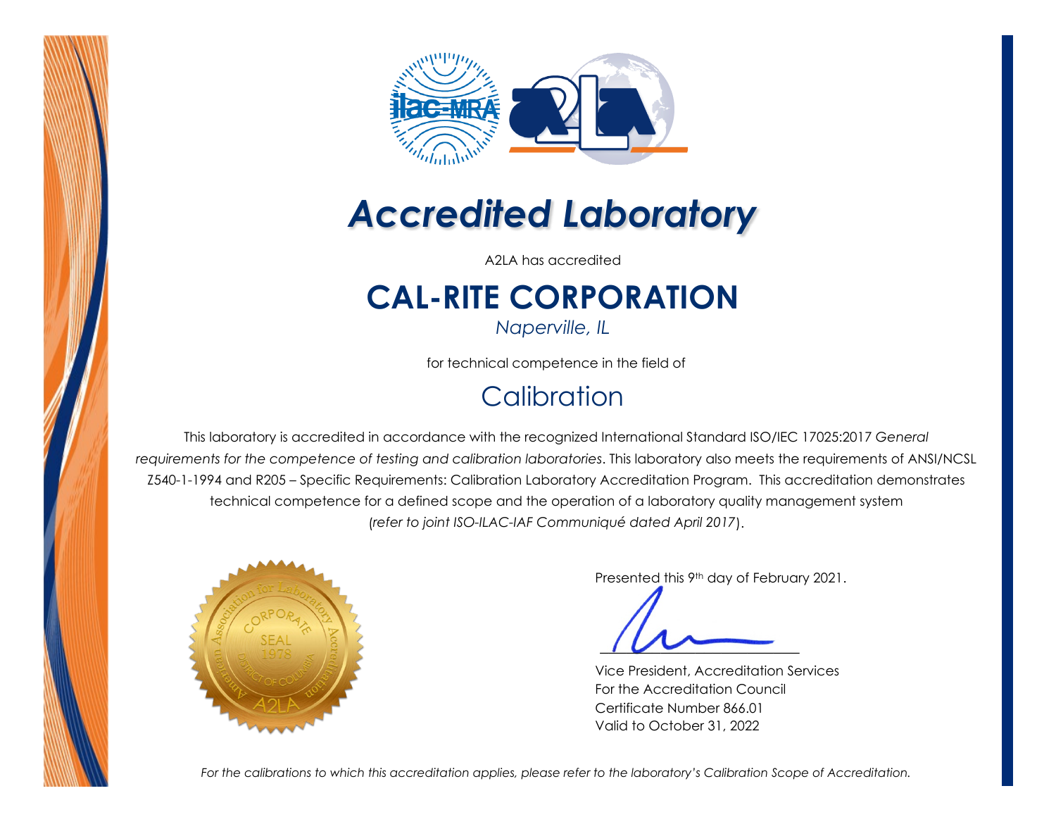# *Accredited Laboratory*

A2LA has accredited

## CAL-RITE CORPORATION

*Naperville, IL*

for technical competence in the field of

## Calibration

This laboratory is accredited in accordance with the recognized International Standard ISO/IEC 17025:2017 *General requirements for the competence of testing and calibration laboratories*. This laboratory also meets the requirements of ANSI/NCSL Z540-1-1994 and R205 – Specific Requirements: Calibration Laboratory Accreditation Program. This accreditation demonstrates technical competence for a defined scope and the operation of a laboratory quality management system (*refer to joint ISO-ILAC-IAF Communiqué dated April 2017*).

Presented this 9th day of February 2021.

Vice President, Accreditation Services
For the Accreditation Council
Certificate Number 866.01
Valid to October 31, 2022

*For the calibrations to which this accreditation applies, please refer to the laboratory's Calibration Scope of Accreditation.*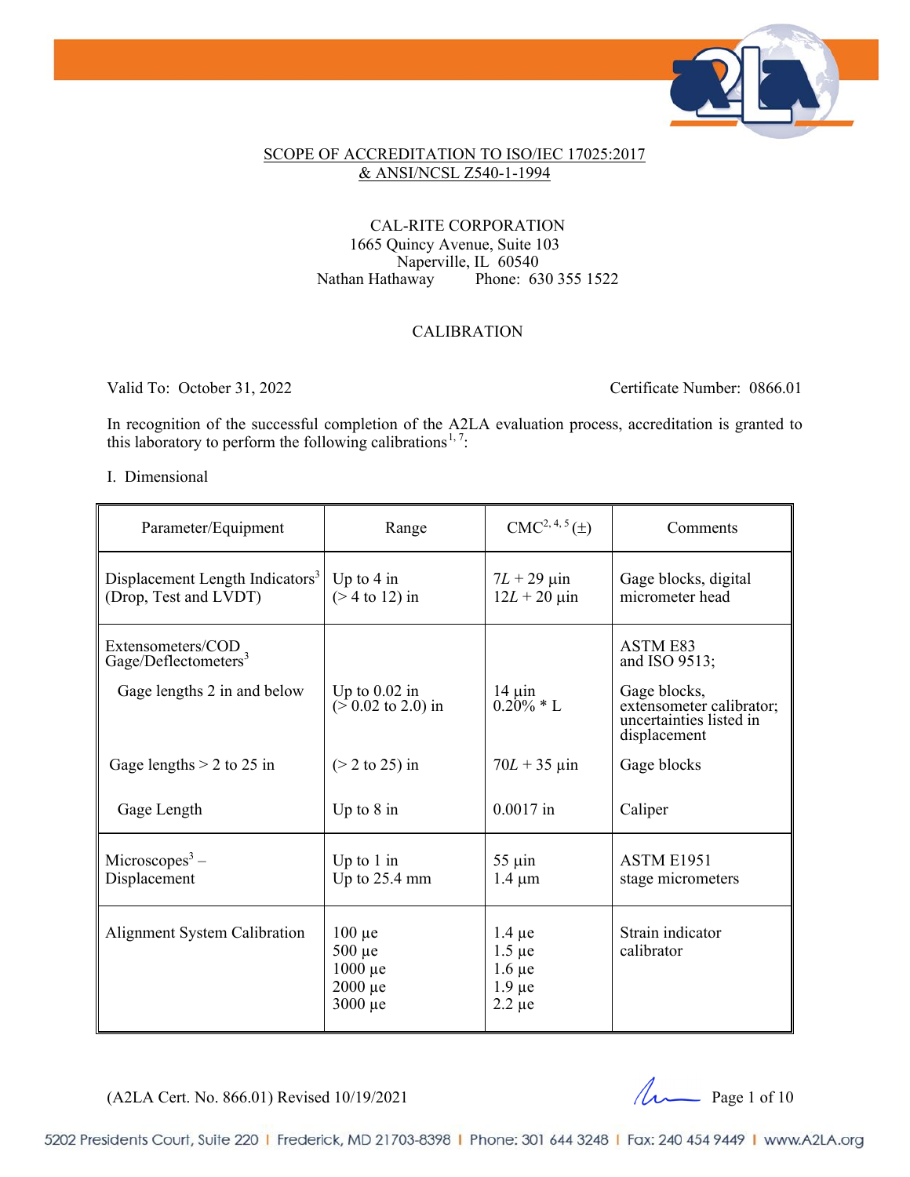# SCOPE OF ACCREDITATION TO ISO/IEC 17025:2017 & ANSI/NCSL Z540-1-1994

CAL-RITE CORPORATION
1665 Quincy Avenue, Suite 103
Naperville, IL 60540
Nathan Hathaway Phone: 630 355 1522

## CALIBRATION

Valid To: October 31, 2022 Certificate Number: 0866.01

In recognition of the successful completion of the A2LA evaluation process, accreditation is granted to this laboratory to perform the following calibrations[1, 7]:

I. Dimensional

| Parameter/Equipment | Range | CMC[2, 4, 5] (±) | Comments |
|---|---|---|---|
| Displacement Length Indicators[3] (Drop, Test and LVDT) | Up to 4 in<br>(> 4 to 12) in | $7L$ + 29 µin<br>$12L$ + 20 µin | Gage blocks, digital micrometer head |
| Extensometers/COD Gage/Deflectometers[3] | | | ASTM E83 and ISO 9513; |
| Gage lengths 2 in and below | Up to 0.02 in<br>(> 0.02 to 2.0) in | 14 µin<br>0.20% * L | Gage blocks, extensometer calibrator; uncertainties listed in displacement |
| Gage lengths > 2 to 25 in | (> 2 to 25) in | $70L$ + 35 µin | Gage blocks |
| Gage Length | Up to 8 in | 0.0017 in | Caliper |
| Microscopes[3] – Displacement | Up to 1 in<br>Up to 25.4 mm | 55 µin<br>1.4 µm | ASTM E1951 stage micrometers |
| Alignment System Calibration | 100 µe<br>500 µe<br>1000 µe<br>2000 µe<br>3000 µe | 1.4 µe<br>1.5 µe<br>1.6 µe<br>1.9 µe<br>2.2 µe | Strain indicator calibrator |

(A2LA Cert. No. 866.01) Revised 10/19/2021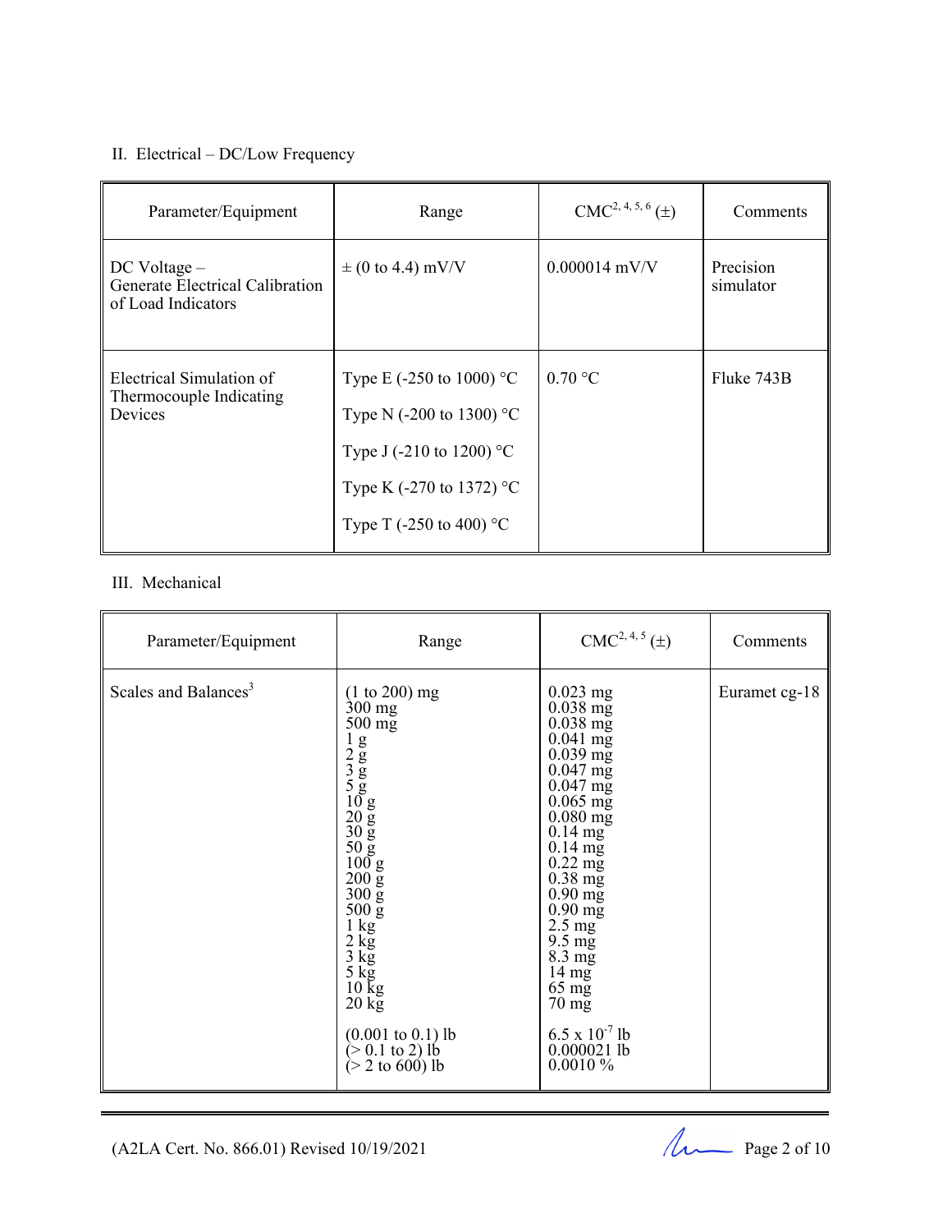II. Electrical – DC/Low Frequency

| Parameter/Equipment | Range | CMC[2, 4, 5, 6] (±) | Comments |
|---|---|---|---|
| DC Voltage – Generate Electrical Calibration of Load Indicators | ± (0 to 4.4) mV/V | 0.000014 mV/V | Precision simulator |
| Electrical Simulation of Thermocouple Indicating Devices | Type E (-250 to 1000) °C<br>Type N (-200 to 1300) °C<br>Type J (-210 to 1200) °C<br>Type K (-270 to 1372) °C<br>Type T (-250 to 400) °C | 0.70 °C | Fluke 743B |

III. Mechanical

| Parameter/Equipment | Range | CMC[2, 4, 5] (±) | Comments |
|---|---|---|---|
| Scales and Balances[3] | (1 to 200) mg<br>300 mg<br>500 mg<br>1 g<br>2 g<br>3 g<br>5 g<br>10 g<br>20 g<br>30 g<br>50 g<br>100 g<br>200 g<br>300 g<br>500 g<br>1 kg<br>2 kg<br>3 kg<br>5 kg<br>10 kg<br>20 kg<br><br>(0.001 to 0.1) lb<br>(> 0.1 to 2) lb<br>(> 2 to 600) lb | 0.023 mg<br>0.038 mg<br>0.038 mg<br>0.041 mg<br>0.039 mg<br>0.047 mg<br>0.047 mg<br>0.065 mg<br>0.080 mg<br>0.14 mg<br>0.14 mg<br>0.22 mg<br>0.38 mg<br>0.90 mg<br>0.90 mg<br>2.5 mg<br>9.5 mg<br>8.3 mg<br>14 mg<br>65 mg<br>70 mg<br><br>$6.5 \times 10^{-7}$ lb<br>0.000021 lb<br>0.0010 % | Euramet cg-18 |

(A2LA Cert. No. 866.01) Revised 10/19/2021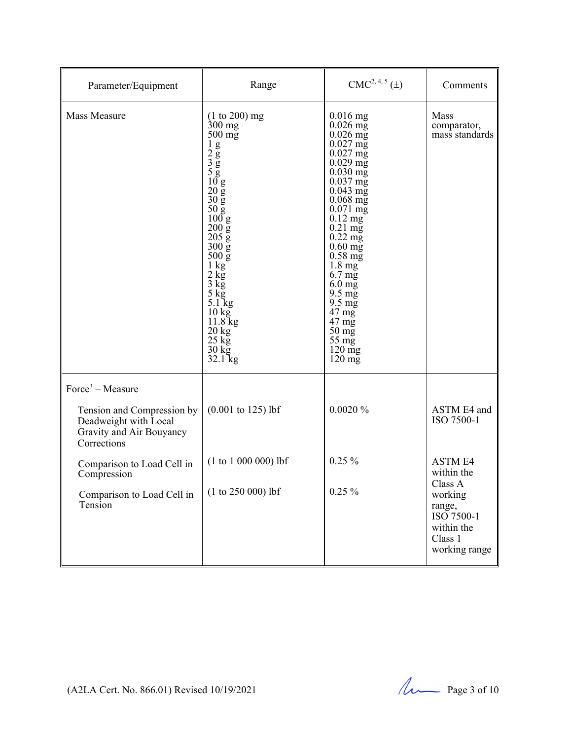| Parameter/Equipment | Range | CMC[2, 4, 5] (±) | Comments |
|---|---|---|---|
| Mass Measure | (1 to 200) mg<br>300 mg<br>500 mg<br>1 g<br>2 g<br>3 g<br>5 g<br>10 g<br>20 g<br>30 g<br>50 g<br>100 g<br>200 g<br>205 g<br>300 g<br>500 g<br>1 kg<br>2 kg<br>3 kg<br>5 kg<br>5.1 kg<br>10 kg<br>11.8 kg<br>20 kg<br>25 kg<br>30 kg<br>32.1 kg | 0.016 mg<br>0.026 mg<br>0.026 mg<br>0.027 mg<br>0.027 mg<br>0.029 mg<br>0.030 mg<br>0.037 mg<br>0.043 mg<br>0.068 mg<br>0.071 mg<br>0.12 mg<br>0.21 mg<br>0.22 mg<br>0.60 mg<br>0.58 mg<br>1.8 mg<br>6.7 mg<br>6.0 mg<br>9.5 mg<br>9.5 mg<br>47 mg<br>47 mg<br>50 mg<br>55 mg<br>120 mg<br>120 mg | Mass comparator, mass standards |
| Force[3] – Measure | | | |
| Tension and Compression by Deadweight with Local Gravity and Air Bouyancy Corrections | (0.001 to 125) lbf | 0.0020 % | ASTM E4 and ISO 7500-1 |
| Comparison to Load Cell in Compression | (1 to 1 000 000) lbf | 0.25 % | ASTM E4 within the Class A working range, ISO 7500-1 within the Class 1 working range |
| Comparison to Load Cell in Tension | (1 to 250 000) lbf | 0.25 % | |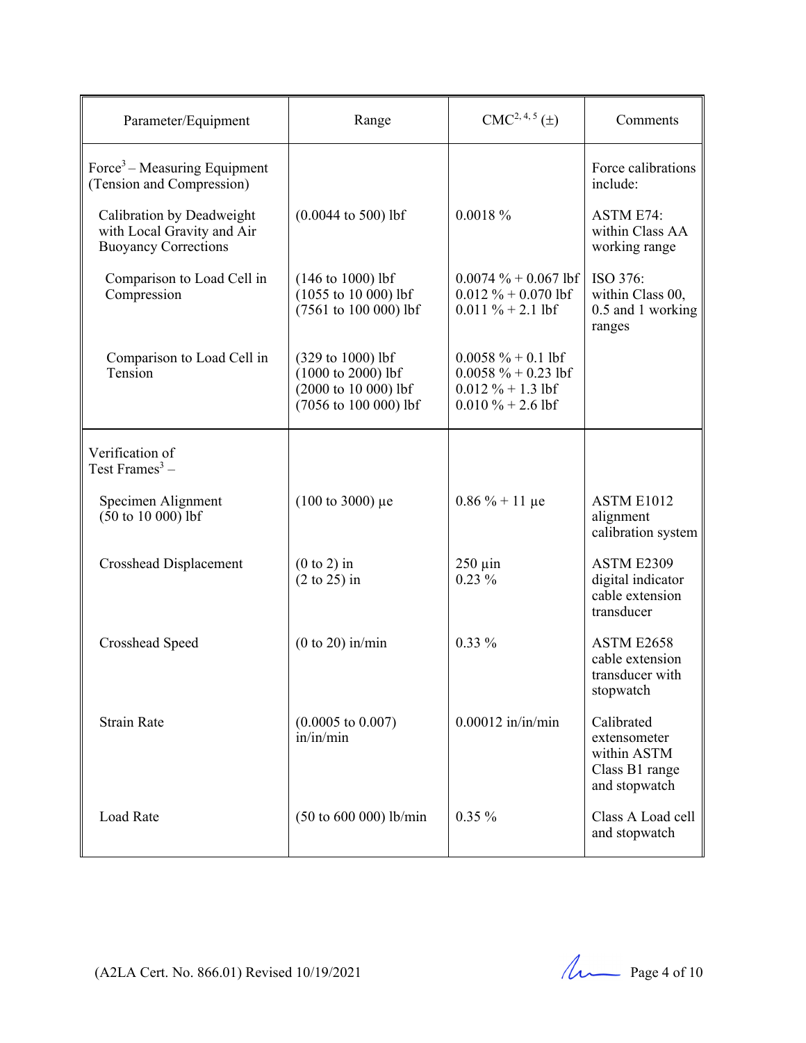| Parameter/Equipment | Range | CMC[2, 4, 5] (±) | Comments |
|---|---|---|---|
| Force[3] – Measuring Equipment (Tension and Compression) | | | Force calibrations include: |
| Calibration by Deadweight with Local Gravity and Air Buoyancy Corrections | (0.0044 to 500) lbf | 0.0018 % | ASTM E74: within Class AA working range |
| Comparison to Load Cell in Compression | (146 to 1000) lbf<br>(1055 to 10 000) lbf<br>(7561 to 100 000) lbf | 0.0074 % + 0.067 lbf<br>0.012 % + 0.070 lbf<br>0.011 % + 2.1 lbf | ISO 376: within Class 00, 0.5 and 1 working ranges |
| Comparison to Load Cell in Tension | (329 to 1000) lbf<br>(1000 to 2000) lbf<br>(2000 to 10 000) lbf<br>(7056 to 100 000) lbf | 0.0058 % + 0.1 lbf<br>0.0058 % + 0.23 lbf<br>0.012 % + 1.3 lbf<br>0.010 % + 2.6 lbf | |
| Verification of Test Frames[3] – | | | |
| Specimen Alignment (50 to 10 000) lbf | (100 to 3000) με | 0.86 % + 11 με | ASTM E1012 alignment calibration system |
| Crosshead Displacement | (0 to 2) in<br>(2 to 25) in | 250 μin<br>0.23 % | ASTM E2309 digital indicator cable extension transducer |
| Crosshead Speed | (0 to 20) in/min | 0.33 % | ASTM E2658 cable extension transducer with stopwatch |
| Strain Rate | (0.0005 to 0.007) in/in/min | 0.00012 in/in/min | Calibrated extensometer within ASTM Class B1 range and stopwatch |
| Load Rate | (50 to 600 000) lb/min | 0.35 % | Class A Load cell and stopwatch |

(A2LA Cert. No. 866.01) Revised 10/19/2021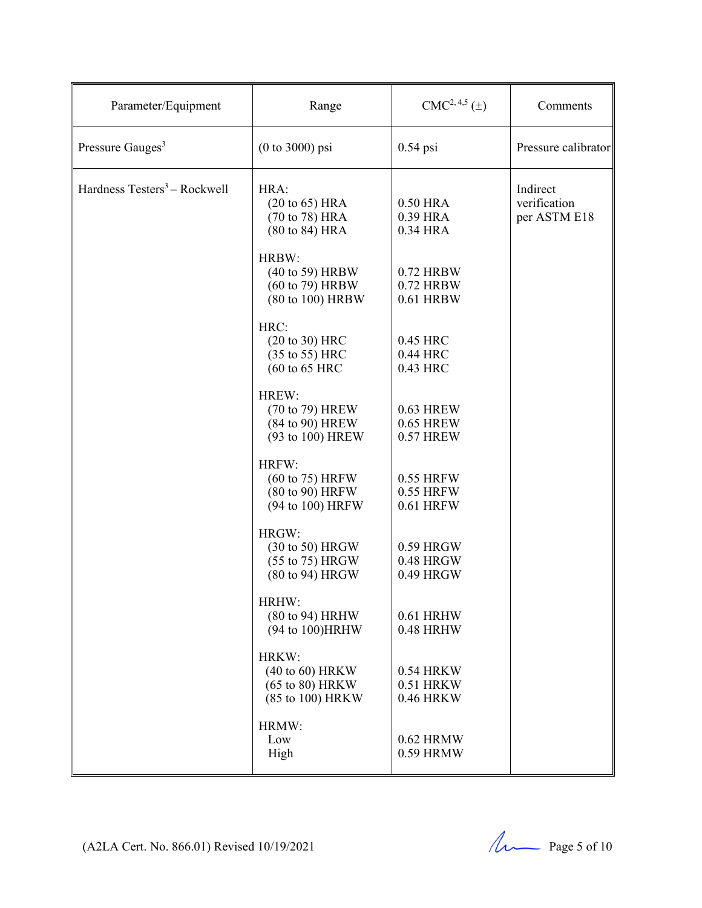| Parameter/Equipment | Range | CMC[2, 4,5] (±) | Comments |
|---|---|---|---|
| Pressure Gauges[3] | (0 to 3000) psi | 0.54 psi | Pressure calibrator |
| Hardness Testers[3] – Rockwell | HRA:<br>(20 to 65) HRA<br>(70 to 78) HRA<br>(80 to 84) HRA | <br>0.50 HRA<br>0.39 HRA<br>0.34 HRA | Indirect verification per ASTM E18 |
| | HRBW:<br>(40 to 59) HRBW<br>(60 to 79) HRBW<br>(80 to 100) HRBW | <br>0.72 HRBW<br>0.72 HRBW<br>0.61 HRBW | |
| | HRC:<br>(20 to 30) HRC<br>(35 to 55) HRC<br>(60 to 65 HRC | <br>0.45 HRC<br>0.44 HRC<br>0.43 HRC | |
| | HREW:<br>(70 to 79) HREW<br>(84 to 90) HREW<br>(93 to 100) HREW | <br>0.63 HREW<br>0.65 HREW<br>0.57 HREW | |
| | HRFW:<br>(60 to 75) HRFW<br>(80 to 90) HRFW<br>(94 to 100) HRFW | <br>0.55 HRFW<br>0.55 HRFW<br>0.61 HRFW | |
| | HRGW:<br>(30 to 50) HRGW<br>(55 to 75) HRGW<br>(80 to 94) HRGW | <br>0.59 HRGW<br>0.48 HRGW<br>0.49 HRGW | |
| | HRHW:<br>(80 to 94) HRHW<br>(94 to 100)HRHW | <br>0.61 HRHW<br>0.48 HRHW | |
| | HRKW:<br>(40 to 60) HRKW<br>(65 to 80) HRKW<br>(85 to 100) HRKW | <br>0.54 HRKW<br>0.51 HRKW<br>0.46 HRKW | |
| | HRMW:<br>Low<br>High | <br>0.62 HRMW<br>0.59 HRMW | |

(A2LA Cert. No. 866.01) Revised 10/19/2021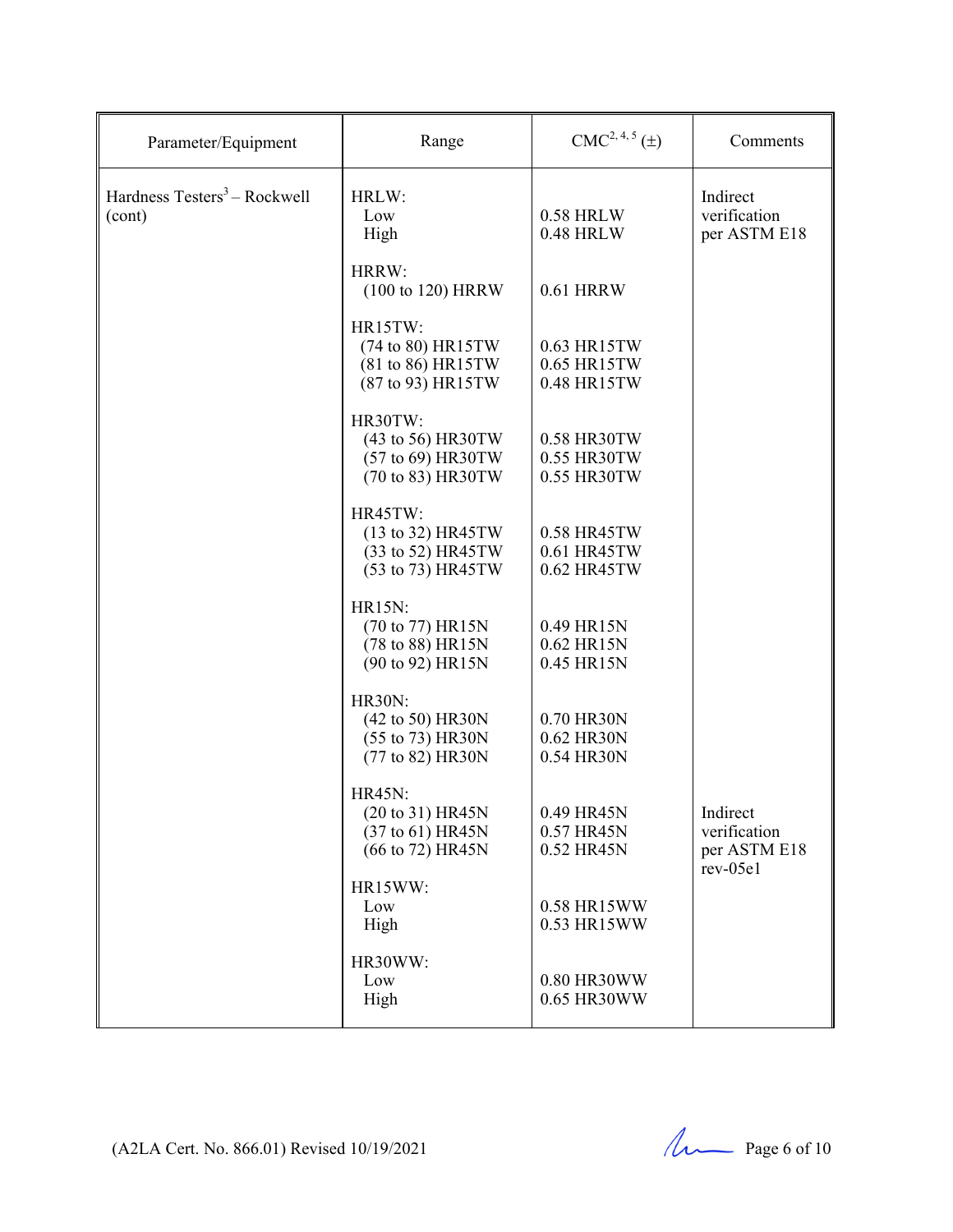| Parameter/Equipment | Range | CMC[2, 4, 5] (±) | Comments |
|---|---|---|---|
| Hardness Testers[3] – Rockwell (cont) | HRLW: | | Indirect verification per ASTM E18 |
| | Low | 0.58 HRLW | |
| | High | 0.48 HRLW | |
| | HRRW: | | |
| | (100 to 120) HRRW | 0.61 HRRW | |
| | HR15TW: | | |
| | (74 to 80) HR15TW | 0.63 HR15TW | |
| | (81 to 86) HR15TW | 0.65 HR15TW | |
| | (87 to 93) HR15TW | 0.48 HR15TW | |
| | HR30TW: | | |
| | (43 to 56) HR30TW | 0.58 HR30TW | |
| | (57 to 69) HR30TW | 0.55 HR30TW | |
| | (70 to 83) HR30TW | 0.55 HR30TW | |
| | HR45TW: | | |
| | (13 to 32) HR45TW | 0.58 HR45TW | |
| | (33 to 52) HR45TW | 0.61 HR45TW | |
| | (53 to 73) HR45TW | 0.62 HR45TW | |
| | HR15N: | | |
| | (70 to 77) HR15N | 0.49 HR15N | |
| | (78 to 88) HR15N | 0.62 HR15N | |
| | (90 to 92) HR15N | 0.45 HR15N | |
| | HR30N: | | |
| | (42 to 50) HR30N | 0.70 HR30N | |
| | (55 to 73) HR30N | 0.62 HR30N | |
| | (77 to 82) HR30N | 0.54 HR30N | |
| | HR45N: | | Indirect verification per ASTM E18 rev-05e1 |
| | (20 to 31) HR45N | 0.49 HR45N | |
| | (37 to 61) HR45N | 0.57 HR45N | |
| | (66 to 72) HR45N | 0.52 HR45N | |
| | HR15WW: | | |
| | Low | 0.58 HR15WW | |
| | High | 0.53 HR15WW | |
| | HR30WW: | | |
| | Low | 0.80 HR30WW | |
| | High | 0.65 HR30WW | |

(A2LA Cert. No. 866.01) Revised 10/19/2021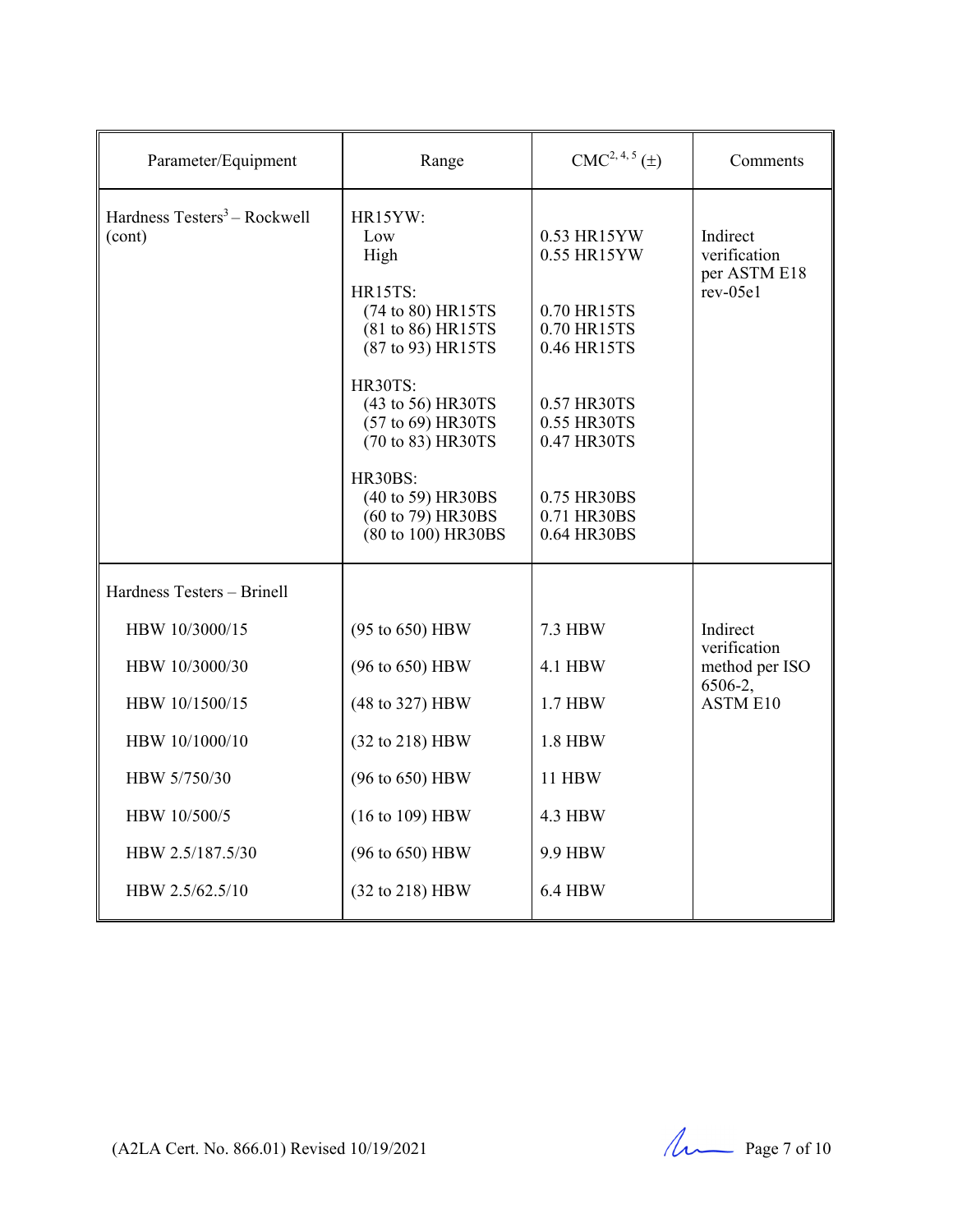| Parameter/Equipment | Range | CMC[2, 4, 5] (±) | Comments |
|---|---|---|---|
| Hardness Testers[3] – Rockwell (cont) | HR15YW: | | Indirect verification per ASTM E18 rev-05e1 |
| | Low | 0.53 HR15YW | |
| | High | 0.55 HR15YW | |
| | HR15TS: | | |
| | (74 to 80) HR15TS | 0.70 HR15TS | |
| | (81 to 86) HR15TS | 0.70 HR15TS | |
| | (87 to 93) HR15TS | 0.46 HR15TS | |
| | HR30TS: | | |
| | (43 to 56) HR30TS | 0.57 HR30TS | |
| | (57 to 69) HR30TS | 0.55 HR30TS | |
| | (70 to 83) HR30TS | 0.47 HR30TS | |
| | HR30BS: | | |
| | (40 to 59) HR30BS | 0.75 HR30BS | |
| | (60 to 79) HR30BS | 0.71 HR30BS | |
| | (80 to 100) HR30BS | 0.64 HR30BS | |
| Hardness Testers – Brinell | | | |
| HBW 10/3000/15 | (95 to 650) HBW | 7.3 HBW | Indirect verification method per ISO 6506-2, ASTM E10 |
| HBW 10/3000/30 | (96 to 650) HBW | 4.1 HBW | |
| HBW 10/1500/15 | (48 to 327) HBW | 1.7 HBW | |
| HBW 10/1000/10 | (32 to 218) HBW | 1.8 HBW | |
| HBW 5/750/30 | (96 to 650) HBW | 11 HBW | |
| HBW 10/500/5 | (16 to 109) HBW | 4.3 HBW | |
| HBW 2.5/187.5/30 | (96 to 650) HBW | 9.9 HBW | |
| HBW 2.5/62.5/10 | (32 to 218) HBW | 6.4 HBW | |

(A2LA Cert. No. 866.01) Revised 10/19/2021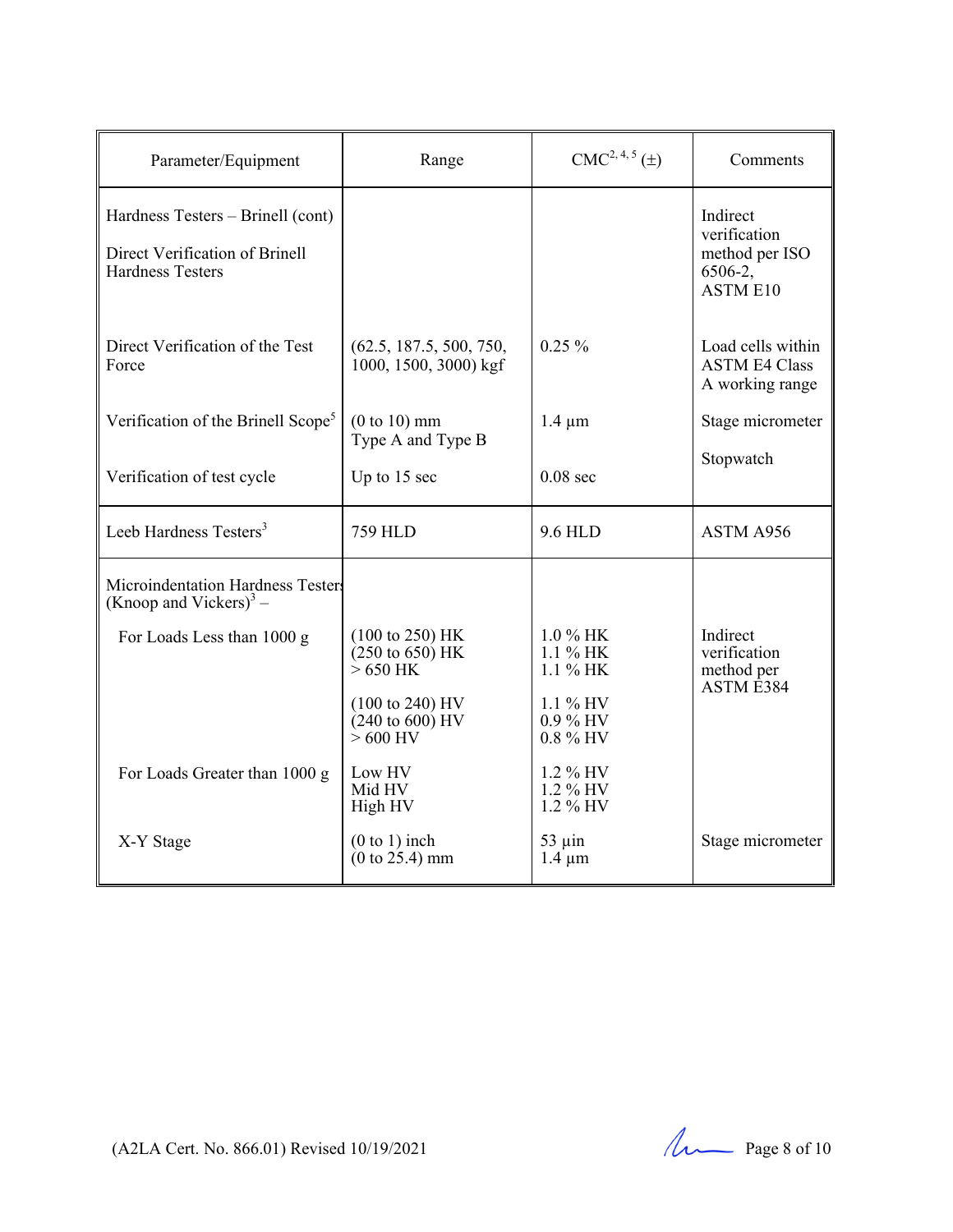| Parameter/Equipment | Range | CMC[2, 4, 5] (±) | Comments |
|---|---|---|---|
| Hardness Testers – Brinell (cont)<br><br>Direct Verification of Brinell Hardness Testers | | | Indirect verification method per ISO 6506-2, ASTM E10 |
| Direct Verification of the Test Force | (62.5, 187.5, 500, 750, 1000, 1500, 3000) kgf | 0.25 % | Load cells within ASTM E4 Class A working range |
| Verification of the Brinell Scope[5] | (0 to 10) mm<br>Type A and Type B | 1.4 µm | Stage micrometer |
| Verification of test cycle | Up to 15 sec | 0.08 sec | Stopwatch |
| Leeb Hardness Testers[3] | 759 HLD | 9.6 HLD | ASTM A956 |
| Microindentation Hardness Testers (Knoop and Vickers)[3] – | | | |
| For Loads Less than 1000 g | (100 to 250) HK<br>(250 to 650) HK<br>> 650 HK<br><br>(100 to 240) HV<br>(240 to 600) HV<br>> 600 HV | 1.0 % HK<br>1.1 % HK<br>1.1 % HK<br><br>1.1 % HV<br>0.9 % HV<br>0.8 % HV | Indirect verification method per ASTM E384 |
| For Loads Greater than 1000 g | Low HV<br>Mid HV<br>High HV | 1.2 % HV<br>1.2 % HV<br>1.2 % HV | |
| X-Y Stage | (0 to 1) inch<br>(0 to 25.4) mm | 53 µin<br>1.4 µm | Stage micrometer |

(A2LA Cert. No. 866.01) Revised 10/19/2021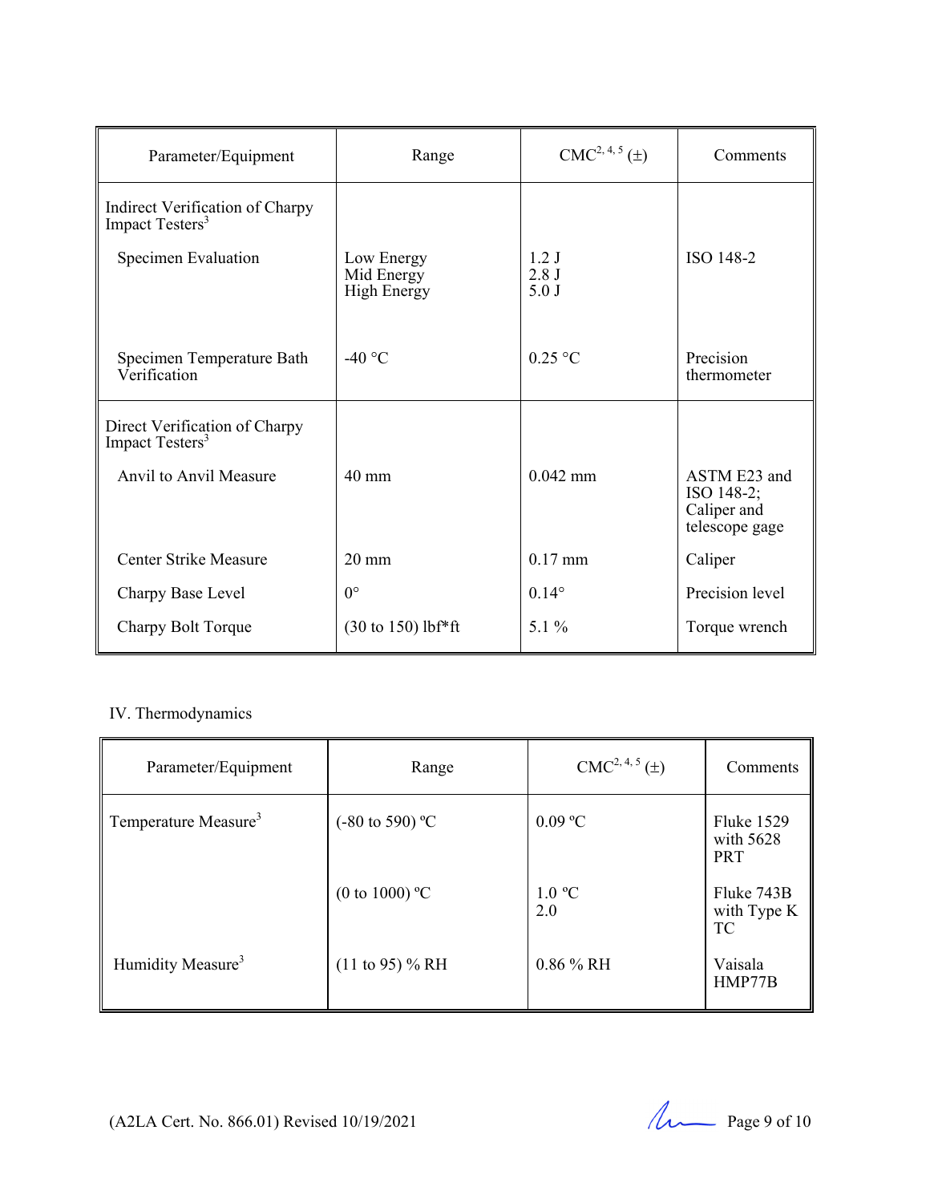| Parameter/Equipment | Range | CMC[2, 4, 5] (±) | Comments |
|---|---|---|---|
| Indirect Verification of Charpy Impact Testers[3] | | | |
| Specimen Evaluation | Low Energy<br>Mid Energy<br>High Energy | 1.2 J<br>2.8 J<br>5.0 J | ISO 148-2 |
| Specimen Temperature Bath Verification | -40 °C | 0.25 °C | Precision thermometer |
| Direct Verification of Charpy Impact Testers[3] | | | |
| Anvil to Anvil Measure | 40 mm | 0.042 mm | ASTM E23 and ISO 148-2; Caliper and telescope gage |
| Center Strike Measure | 20 mm | 0.17 mm | Caliper |
| Charpy Base Level | 0° | 0.14° | Precision level |
| Charpy Bolt Torque | (30 to 150) lbf*ft | 5.1 % | Torque wrench |

IV. Thermodynamics

| Parameter/Equipment | Range | CMC[2, 4, 5] (±) | Comments |
|---|---|---|---|
| Temperature Measure[3] | (-80 to 590) ºC | 0.09 ºC | Fluke 1529 with 5628 PRT |
| | (0 to 1000) ºC | 1.0 ºC<br>2.0 | Fluke 743B with Type K TC |
| Humidity Measure[3] | (11 to 95) % RH | 0.86 % RH | Vaisala HMP77B |

(A2LA Cert. No. 866.01) Revised 10/19/2021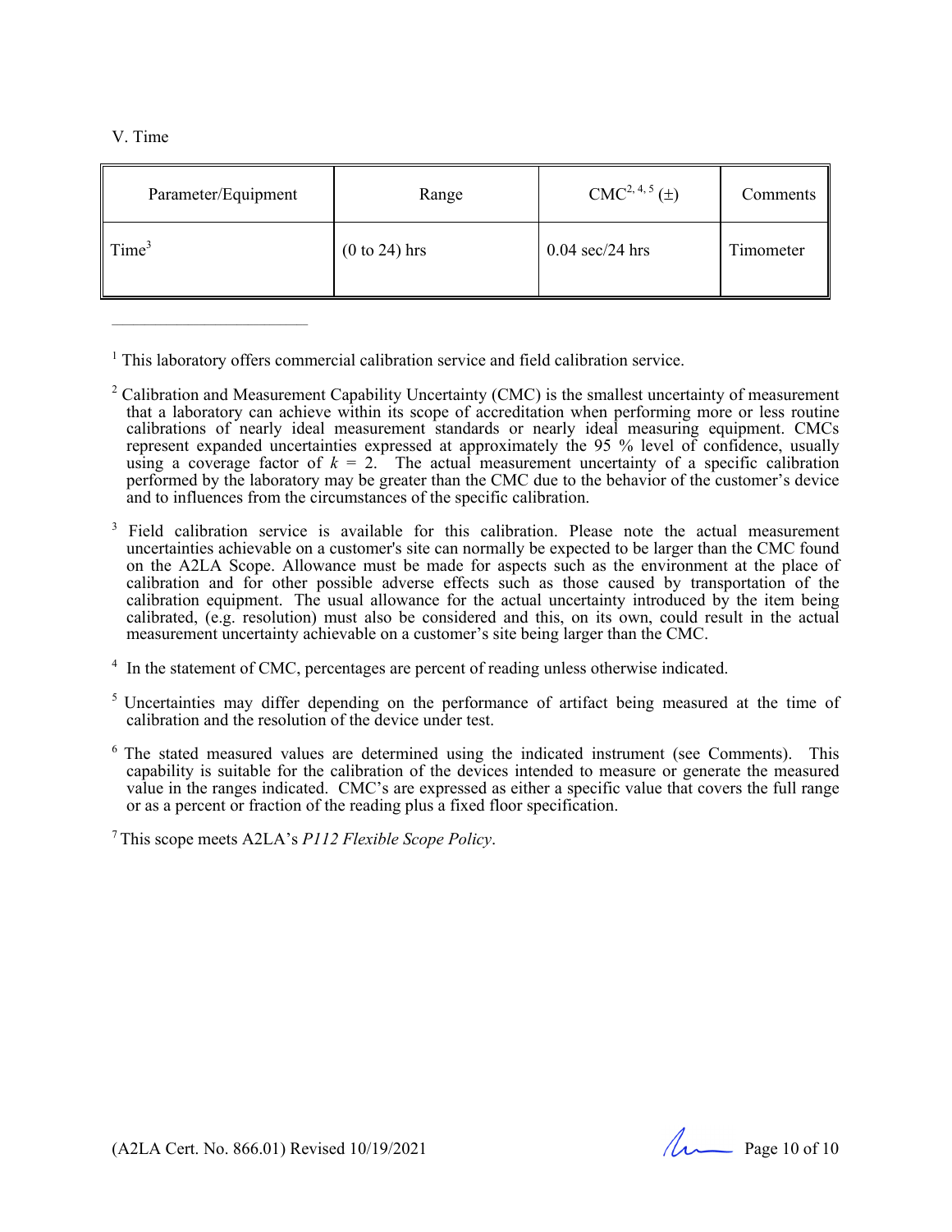V. Time

| Parameter/Equipment | Range | CMC[2, 4, 5] (±) | Comments |
|---|---|---|---|
| Time[3] | (0 to 24) hrs | 0.04 sec/24 hrs | Timometer |

---

[1] This laboratory offers commercial calibration service and field calibration service.

[2] Calibration and Measurement Capability Uncertainty (CMC) is the smallest uncertainty of measurement that a laboratory can achieve within its scope of accreditation when performing more or less routine calibrations of nearly ideal measurement standards or nearly ideal measuring equipment. CMCs represent expanded uncertainties expressed at approximately the 95 % level of confidence, usually using a coverage factor of $k = 2$. The actual measurement uncertainty of a specific calibration performed by the laboratory may be greater than the CMC due to the behavior of the customer's device and to influences from the circumstances of the specific calibration.

[3] Field calibration service is available for this calibration. Please note the actual measurement uncertainties achievable on a customer's site can normally be expected to be larger than the CMC found on the A2LA Scope. Allowance must be made for aspects such as the environment at the place of calibration and for other possible adverse effects such as those caused by transportation of the calibration equipment. The usual allowance for the actual uncertainty introduced by the item being calibrated, (e.g. resolution) must also be considered and this, on its own, could result in the actual measurement uncertainty achievable on a customer's site being larger than the CMC.

[4] In the statement of CMC, percentages are percent of reading unless otherwise indicated.

[5] Uncertainties may differ depending on the performance of artifact being measured at the time of calibration and the resolution of the device under test.

[6] The stated measured values are determined using the indicated instrument (see Comments). This capability is suitable for the calibration of the devices intended to measure or generate the measured value in the ranges indicated. CMC's are expressed as either a specific value that covers the full range or as a percent or fraction of the reading plus a fixed floor specification.

[7] This scope meets A2LA's *P112 Flexible Scope Policy*.

(A2LA Cert. No. 866.01) Revised 10/19/2021